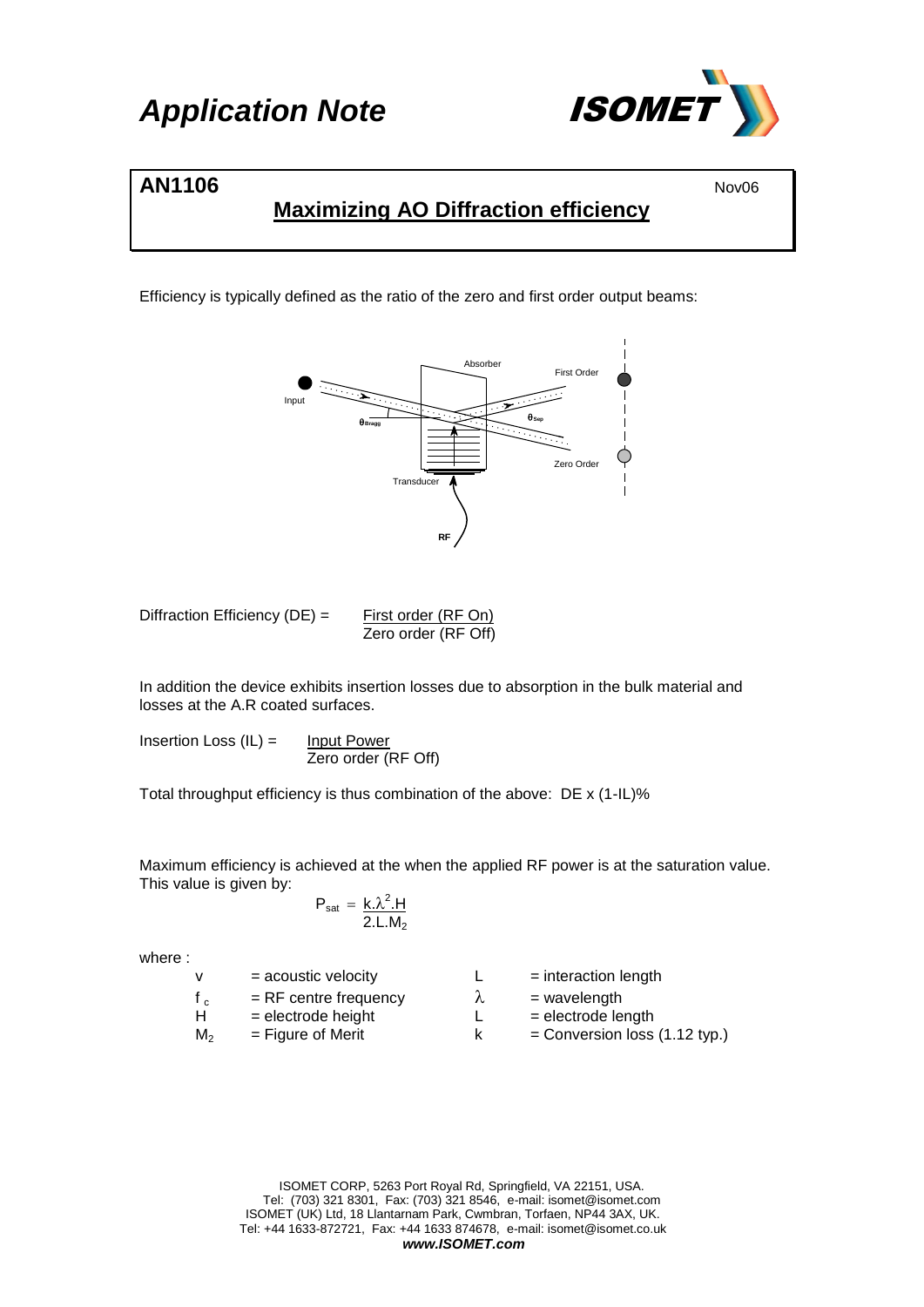# Application Note

**AN1106** Nov06

## Maximizing AO Diffraction efficiency

Efficiency is typically defined as the ratio of the zero and first order output beams:

Diffraction Efficiency (DE) = $\dfrac{\text{First order (RF On)}}{\text{Zero order (RF Off)}}$

In addition the device exhibits insertion losses due to absorption in the bulk material and losses at the A.R coated surfaces.

Insertion Loss (IL) = $\dfrac{\text{Input Power}}{\text{Zero order (RF Off)}}$

Total throughput efficiency is thus combination of the above: DE x (1-IL)%

Maximum efficiency is achieved at the when the applied RF power is at the saturation value. This value is given by:

$$P_{sat} = \frac{k.\lambda^2.H}{2.L.M_2}$$

where :

| | | | | |
|---|---|---|---|---|
| $v$ | = acoustic velocity | | $L$ | = interaction length |
| $f_c$ | = RF centre frequency | | $\lambda$ | = wavelength |
| $H$ | = electrode height | | $L$ | = electrode length |
| $M_2$ | = Figure of Merit | | $k$ | = Conversion loss (1.12 typ.) |

ISOMET CORP, 5263 Port Royal Rd, Springfield, VA 22151, USA.
Tel: (703) 321 8301, Fax: (703) 321 8546, e-mail: isomet@isomet.com
ISOMET (UK) Ltd, 18 Llantarnam Park, Cwmbran, Torfaen, NP44 3AX, UK.
Tel: +44 1633-872721, Fax: +44 1633 874678, e-mail: isomet@isomet.co.uk
***www.ISOMET.com***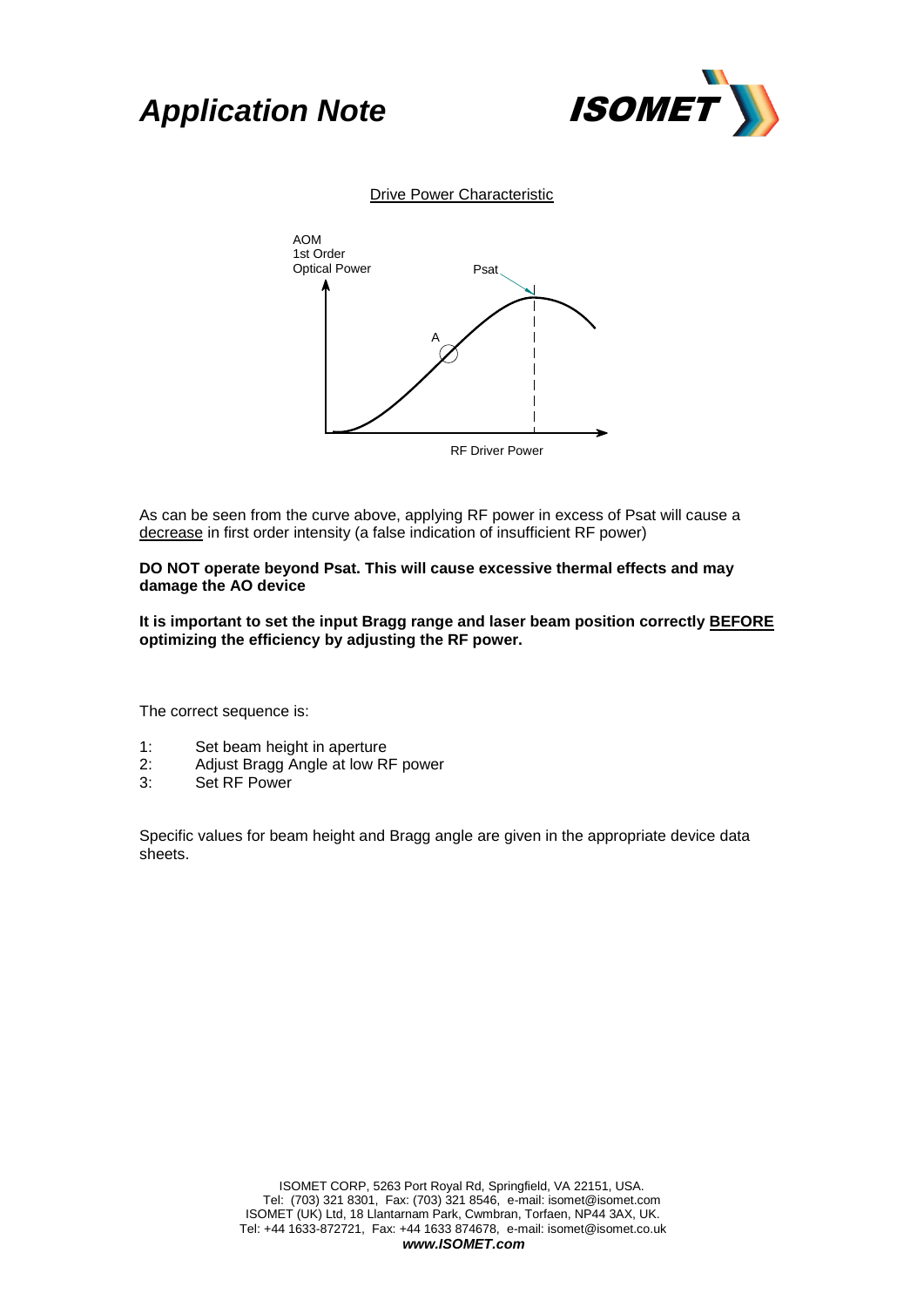Drive Power Characteristic

AOM
1st Order
Optical Power

Psat

A

RF Driver Power

As can be seen from the curve above, applying RF power in excess of Psat will cause a decrease in first order intensity (a false indication of insufficient RF power)

**DO NOT operate beyond Psat. This will cause excessive thermal effects and may damage the AO device**

**It is important to set the input Bragg range and laser beam position correctly BEFORE optimizing the efficiency by adjusting the RF power.**

The correct sequence is:

1: Set beam height in aperture
2: Adjust Bragg Angle at low RF power
3: Set RF Power

Specific values for beam height and Bragg angle are given in the appropriate device data sheets.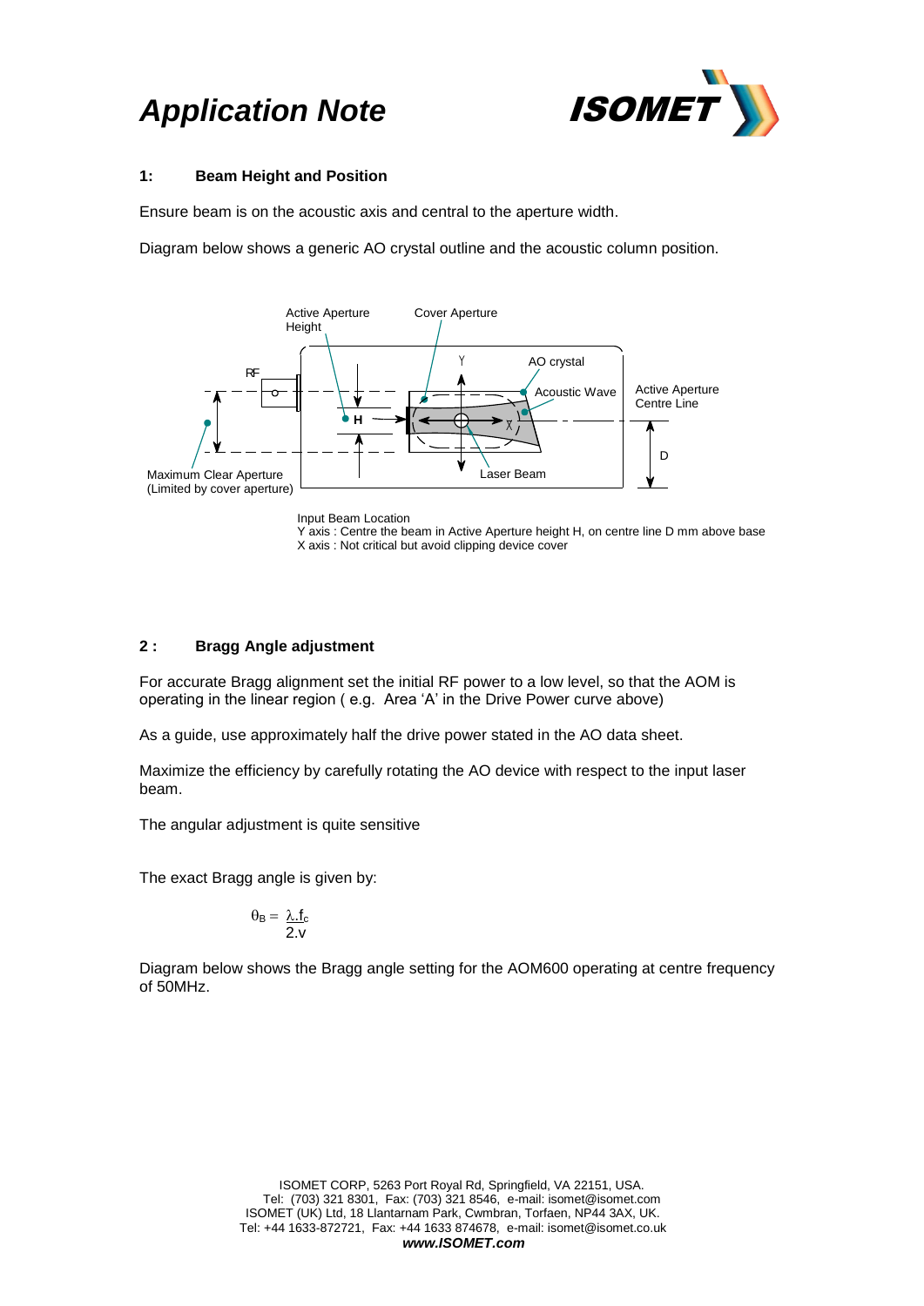# Application Note

## 1: Beam Height and Position

Ensure beam is on the acoustic axis and central to the aperture width.

Diagram below shows a generic AO crystal outline and the acoustic column position.

Input Beam Location
Y axis : Centre the beam in Active Aperture height H, on centre line D mm above base
X axis : Not critical but avoid clipping device cover

## 2 : Bragg Angle adjustment

For accurate Bragg alignment set the initial RF power to a low level, so that the AOM is operating in the linear region ( e.g. Area 'A' in the Drive Power curve above)

As a guide, use approximately half the drive power stated in the AO data sheet.

Maximize the efficiency by carefully rotating the AO device with respect to the input laser beam.

The angular adjustment is quite sensitive

The exact Bragg angle is given by:

$$\theta_B = \frac{\lambda . f_c}{2.v}$$

Diagram below shows the Bragg angle setting for the AOM600 operating at centre frequency of 50MHz.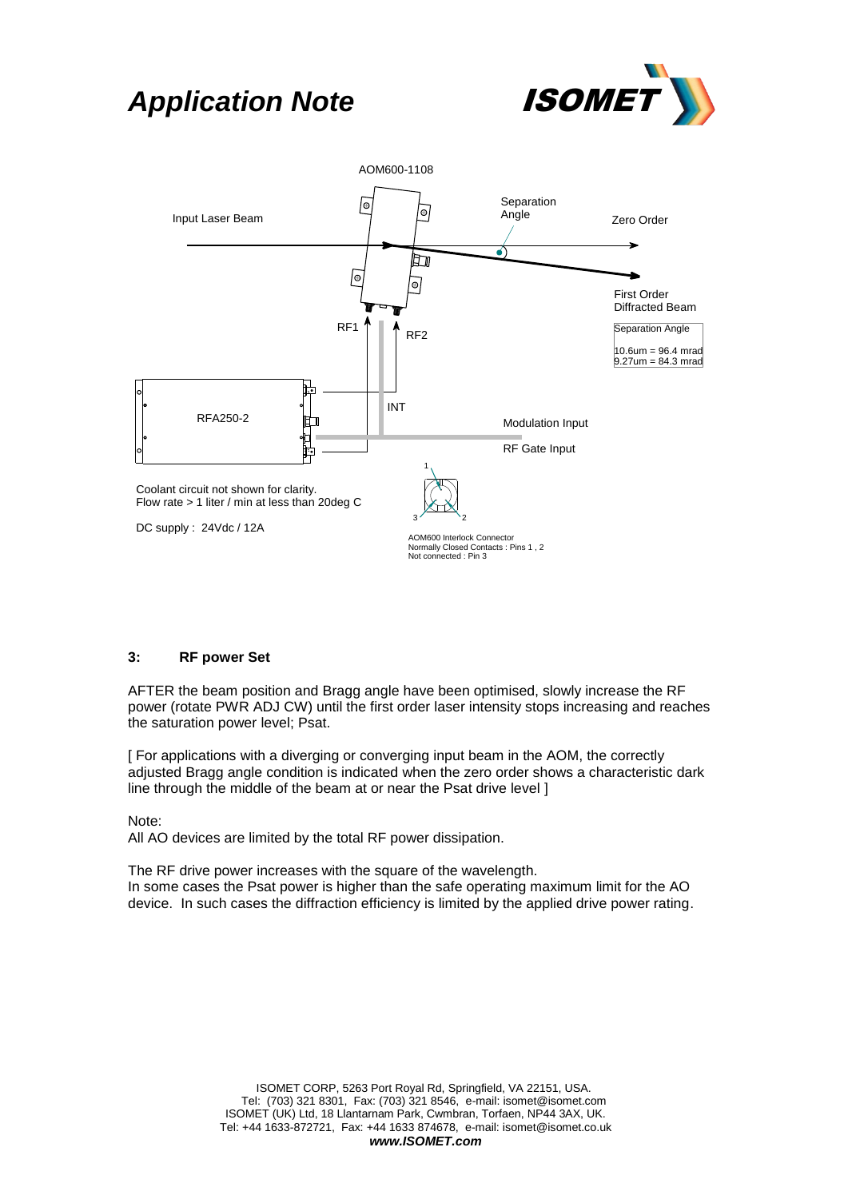# Application Note

AOM600-1108

Input Laser Beam

Separation Angle

Zero Order

First Order Diffracted Beam

Separation Angle

10.6um = 96.4 mrad
9.27um = 84.3 mrad

RF1

RF2

INT

RFA250-2

Modulation Input

RF Gate Input

Coolant circuit not shown for clarity.
Flow rate > 1 liter / min at less than 20deg C

DC supply : 24Vdc / 12A

AOM600 Interlock Connector
Normally Closed Contacts : Pins 1 , 2
Not connected : Pin 3

### 3: RF power Set

AFTER the beam position and Bragg angle have been optimised, slowly increase the RF power (rotate PWR ADJ CW) until the first order laser intensity stops increasing and reaches the saturation power level; Psat.

[ For applications with a diverging or converging input beam in the AOM, the correctly adjusted Bragg angle condition is indicated when the zero order shows a characteristic dark line through the middle of the beam at or near the Psat drive level ]

Note:
All AO devices are limited by the total RF power dissipation.

The RF drive power increases with the square of the wavelength.
In some cases the Psat power is higher than the safe operating maximum limit for the AO device. In such cases the diffraction efficiency is limited by the applied drive power rating.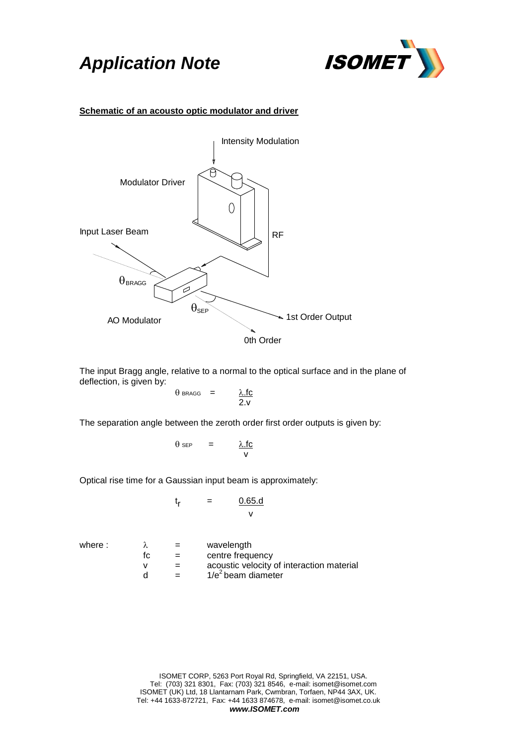**Schematic of an acousto optic modulator and driver**

Intensity Modulation

Modulator Driver

Input Laser Beam

RF

$\theta_{BRAGG}$

$\theta_{SEP}$

1st Order Output

AO Modulator

0th Order

The input Bragg angle, relative to a normal to the optical surface and in the plane of deflection, is given by:

$$\theta_{BRAGG} = \frac{\lambda . fc}{2 . v}$$

The separation angle between the zeroth order first order outputs is given by:

$$\theta_{SEP} = \frac{\lambda . fc}{v}$$

Optical rise time for a Gaussian input beam is approximately:

$$t_r = \frac{0.65 . d}{v}$$

where :

| | | |
|---|---|---|
| $\lambda$ | = | wavelength |
| fc | = | centre frequency |
| v | = | acoustic velocity of interaction material |
| d | = | $1/e^2$ beam diameter |